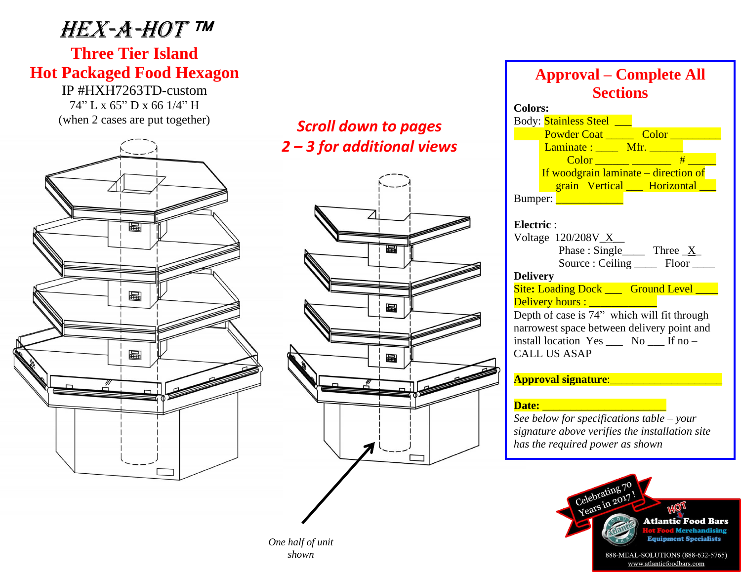# HEX-A-HOT ™

## Three Tier Island
## Hot Packaged Food Hexagon

IP #HXH7263TD-custom
74" L x 65" D x 66 1/4" H
(when 2 cases are put together)

***Scroll down to pages 2 – 3 for additional views***

*One half of unit shown*

## Approval – Complete All Sections

**Colors:**

Body: Stainless Steel ___
Powder Coat _____ Color _________
Laminate : ____ Mfr. ______
Color ______ _______ # _____
If woodgrain laminate – direction of grain Vertical ___ Horizontal ___

Bumper: ____________

**Electric** :
Voltage 120/208V_X__
Phase : Single____ Three _X_
Source : Ceiling ____ Floor ____

**Delivery**
Site**:** Loading Dock ___ Ground Level ____
Delivery hours : ____________
Depth of case is 74" which will fit through narrowest space between delivery point and install location Yes ___ No ___ If no – CALL US ASAP

**Approval signature**:___________________

**Date:** ______________________

*See below for specifications table – your signature above verifies the installation site has the required power as shown*

Celebrating 70 Years in 2017 !

Atlantic Food Bars
Hot Food Merchandising Equipment Specialists
888-MEAL-SOLUTIONS (888-632-5765)
www.atlanticfoodbars.com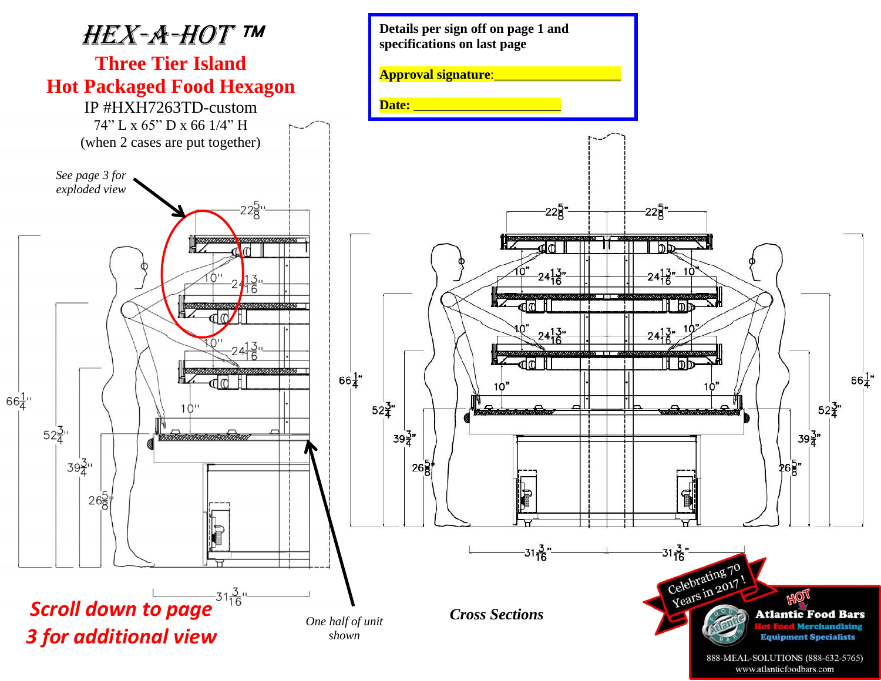# HEX-A-HOT ™

## Three Tier Island
## Hot Packaged Food Hexagon

IP #HXH7263TD-custom

74" L x 65" D x 66 1/4" H

(when 2 cases are put together)

**Details per sign off on page 1 and specifications on last page**

**Approval signature**:____________________

**Date:** ______________________

*See page 3 for exploded view*

22 5/8"

10"

24 13/16"

10"

24 13/16"

10"

66 1/4"

52 3/4"

39 3/4"

26 5/8"

31 3/16"

***Scroll down to page 3 for additional view***

*One half of unit shown*

22 5/8" 22 5/8"

10" 24 13/16" 24 13/16" 10"

10" 24 13/16" 24 13/16" 10"

10" 10"

66 1/4" 52 3/4" 39 3/4" 26 5/8"

66 1/4" 52 3/4" 39 3/4" 26 5/8"

31 3/16" 31 3/16"

***Cross Sections***

Celebrating 70 Years in 2017 !

**HOT**

**Atlantic Food Bars**

**Hot Food Merchandising**

**Equipment Specialists**

888-MEAL-SOLUTIONS (888-632-5765)

www.atlanticfoodbars.com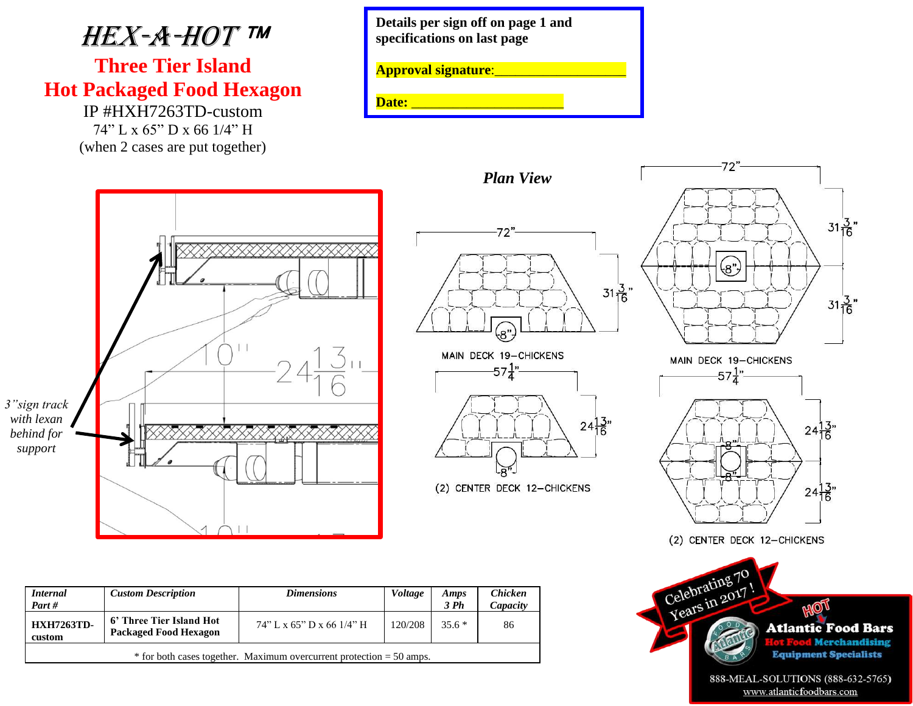# HEX-A-HOT ™

## Three Tier Island
## Hot Packaged Food Hexagon

IP #HXH7263TD-custom
74" L x 65" D x 66 1/4" H
(when 2 cases are put together)

**Details per sign off on page 1 and specifications on last page**

**Approval signature**:___________________

**Date:** ______________________

*3"sign track with lexan behind for support*

10"

24 13/16"

***Plan View***

72"

31 3/16"

8"

MAIN DECK 19–CHICKENS

57 1/4"

24 13/16"

8"

(2) CENTER DECK 12–CHICKENS

72"

31 3/16"

31 3/16"

8"

MAIN DECK 19–CHICKENS

57 1/4"

24 13/16"

24 13/16"

8"

8"

(2) CENTER DECK 12–CHICKENS

| *Internal Part #* | *Custom Description* | *Dimensions* | *Voltage* | *Amps 3 Ph* | *Chicken Capacity* |
|---|---|---|---|---|---|
| **HXH7263TD-custom** | **6' Three Tier Island Hot Packaged Food Hexagon** | 74" L x 65" D x 66 1/4" H | 120/208 | 35.6 * | 86 |

\* for both cases together. Maximum overcurrent protection = 50 amps.

Celebrating 70 Years in 2017 !

HOT

**Atlantic Food Bars**

**Hot Food Merchandising Equipment Specialists**

888-MEAL-SOLUTIONS (888-632-5765)
www.atlanticfoodbars.com